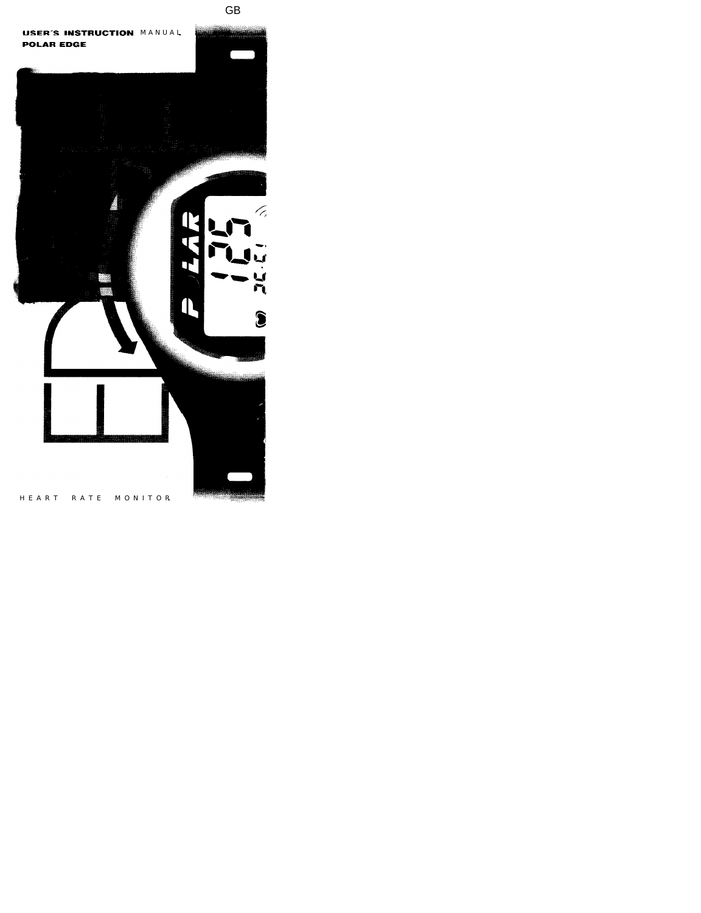GB

# USER'S INSTRUCTION MANUAL
## POLAR EDGE

HEART RATE MONITOR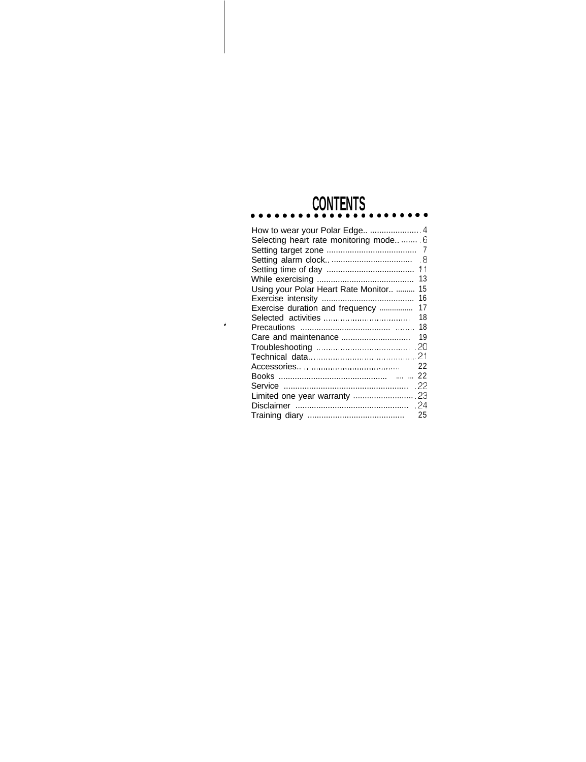# CONTENTS

| | |
|---|---|
| How to wear your Polar Edge | 4 |
| Selecting heart rate monitoring mode | 6 |
| Setting target zone | 7 |
| Setting alarm clock | 8 |
| Setting time of day | 11 |
| While exercising | 13 |
| Using your Polar Heart Rate Monitor | 15 |
| Exercise intensity | 16 |
| Exercise duration and frequency | 17 |
| Selected activities | 18 |
| Precautions | 18 |
| Care and maintenance | 19 |
| Troubleshooting | 20 |
| Technical data | 21 |
| Accessories | 22 |
| Books | 22 |
| Service | 22 |
| Limited one year warranty | 23 |
| Disclaimer | 24 |
| Training diary | 25 |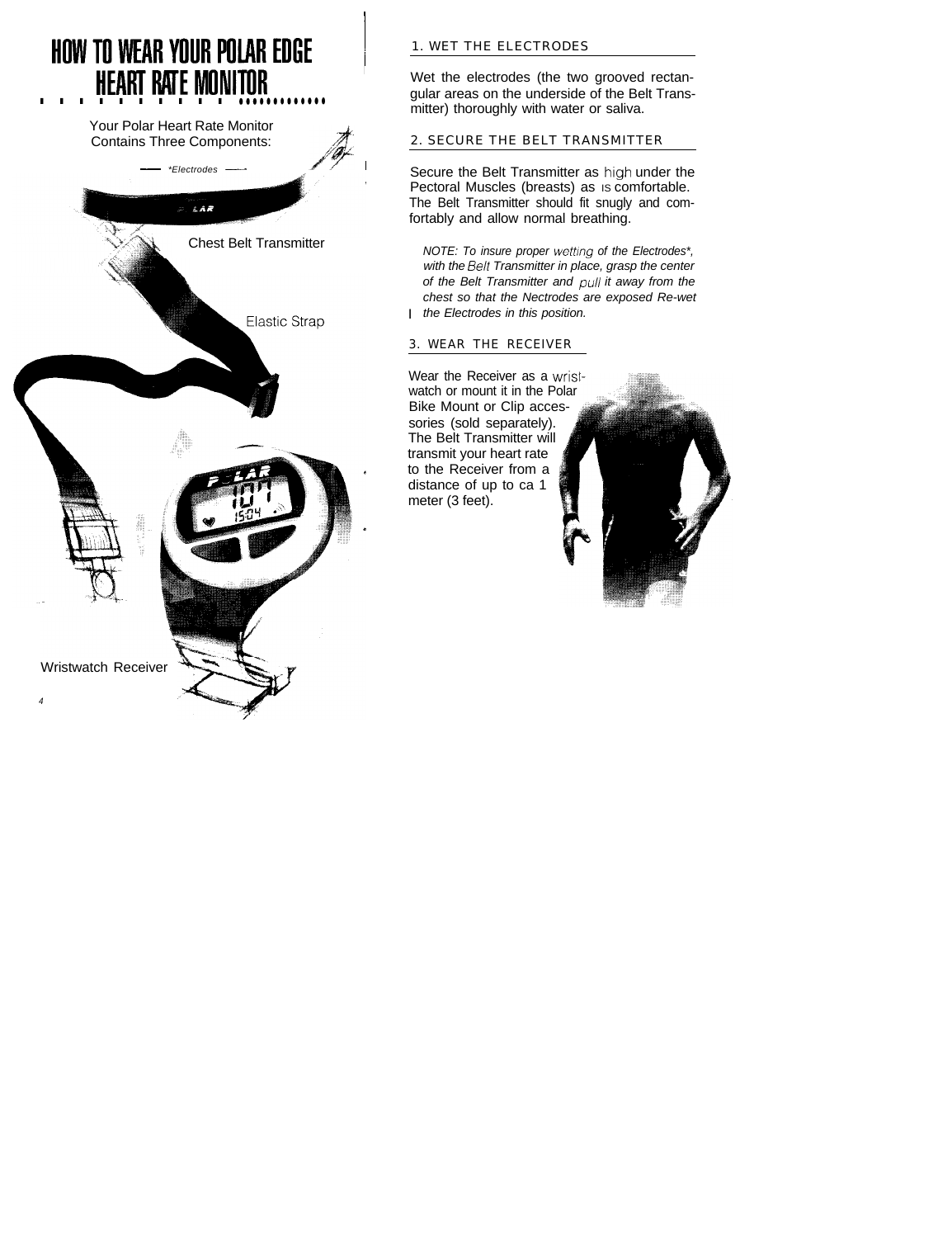# HOW TO WEAR YOUR POLAR EDGE HEART RATE MONITOR

Your Polar Heart Rate Monitor Contains Three Components:

*Electrodes*

Chest Belt Transmitter

Elastic Strap

Wristwatch Receiver

## 1. WET THE ELECTRODES

Wet the electrodes (the two grooved rectangular areas on the underside of the Belt Transmitter) thoroughly with water or saliva.

## 2. SECURE THE BELT TRANSMITTER

Secure the Belt Transmitter as high under the Pectoral Muscles (breasts) as is comfortable. The Belt Transmitter should fit snugly and comfortably and allow normal breathing.

*NOTE: To insure proper wetting of the Electrodes*, with the Belt Transmitter in place, grasp the center of the Belt Transmitter and pull it away from the chest so that the Nectrodes are exposed Re-wet the Electrodes in this position.*

## 3. WEAR THE RECEIVER

Wear the Receiver as a wristwatch or mount it in the Polar Bike Mount or Clip accessories (sold separately). The Belt Transmitter will transmit your heart rate to the Receiver from a distance of up to ca 1 meter (3 feet).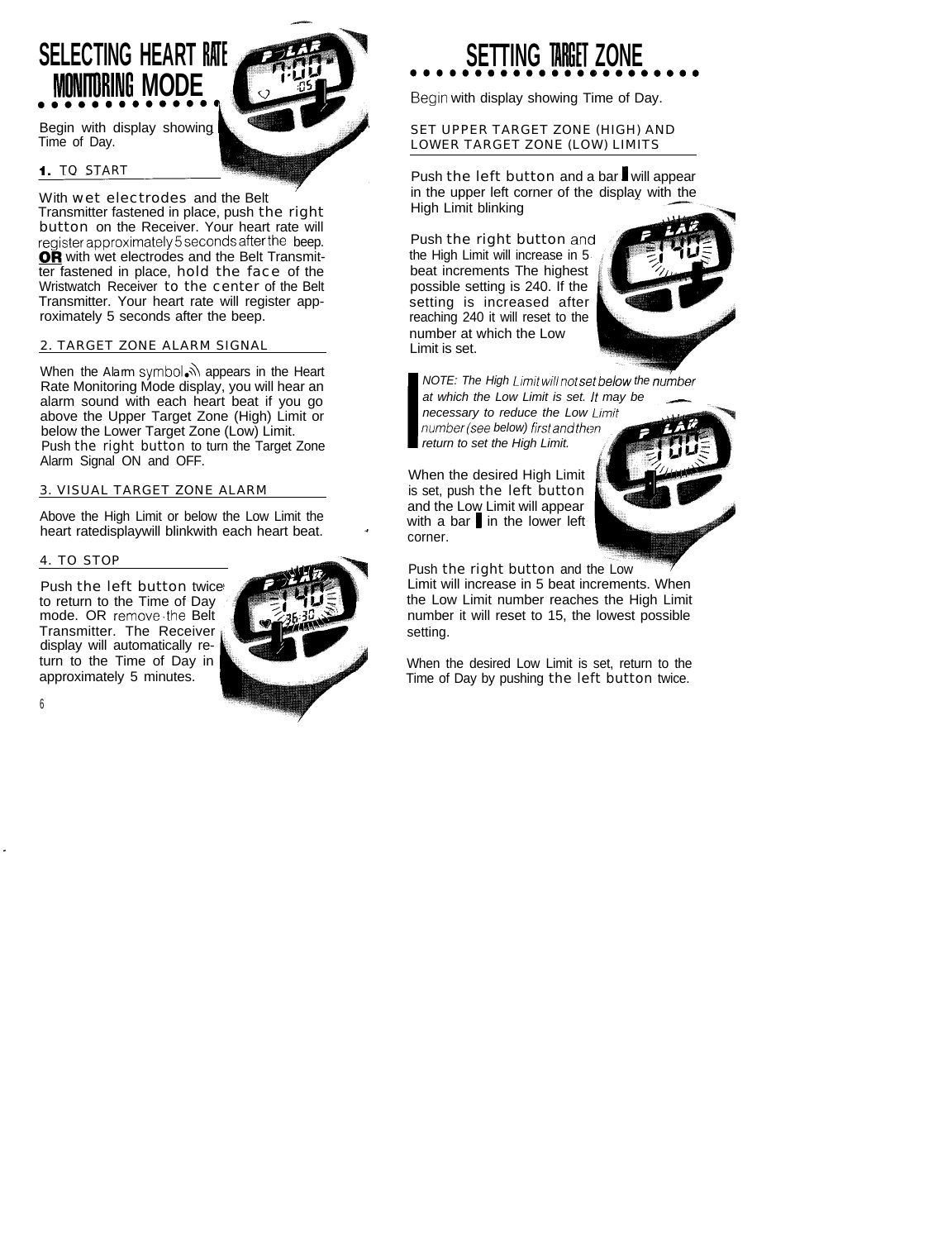# SELECTING HEART RATE MONITORING MODE

Begin with display showing Time of Day.

## 1. TO START

With wet electrodes and the Belt Transmitter fastened in place, push the right button on the Receiver. Your heart rate will register approximately 5 seconds after the beep. **OR** with wet electrodes and the Belt Transmitter fastened in place, hold the face of the Wristwatch Receiver to the center of the Belt Transmitter. Your heart rate will register approximately 5 seconds after the beep.

## 2. TARGET ZONE ALARM SIGNAL

When the Alarm symbol appears in the Heart Rate Monitoring Mode display, you will hear an alarm sound with each heart beat if you go above the Upper Target Zone (High) Limit or below the Lower Target Zone (Low) Limit. Push the right button to turn the Target Zone Alarm Signal ON and OFF.

## 3. VISUAL TARGET ZONE ALARM

Above the High Limit or below the Low Limit the heart rate display will blink with each heart beat.

## 4. TO STOP

Push the left button twice to return to the Time of Day mode. OR remove the Belt Transmitter. The Receiver display will automatically return to the Time of Day in approximately 5 minutes.

# SETTING TARGET ZONE

Begin with display showing Time of Day.

## SET UPPER TARGET ZONE (HIGH) AND LOWER TARGET ZONE (LOW) LIMITS

Push the left button and a bar will appear in the upper left corner of the display with the High Limit blinking

Push the right button and the High Limit will increase in 5 beat increments The highest possible setting is 240. If the setting is increased after reaching 240 it will reset to the number at which the Low Limit is set.

*NOTE: The High Limit will not set below the number at which the Low Limit is set. It may be necessary to reduce the Low Limit number (see below) first and then return to set the High Limit.*

When the desired High Limit is set, push the left button and the Low Limit will appear with a bar in the lower left corner.

Push the right button and the Low Limit will increase in 5 beat increments. When the Low Limit number reaches the High Limit number it will reset to 15, the lowest possible setting.

When the desired Low Limit is set, return to the Time of Day by pushing the left button twice.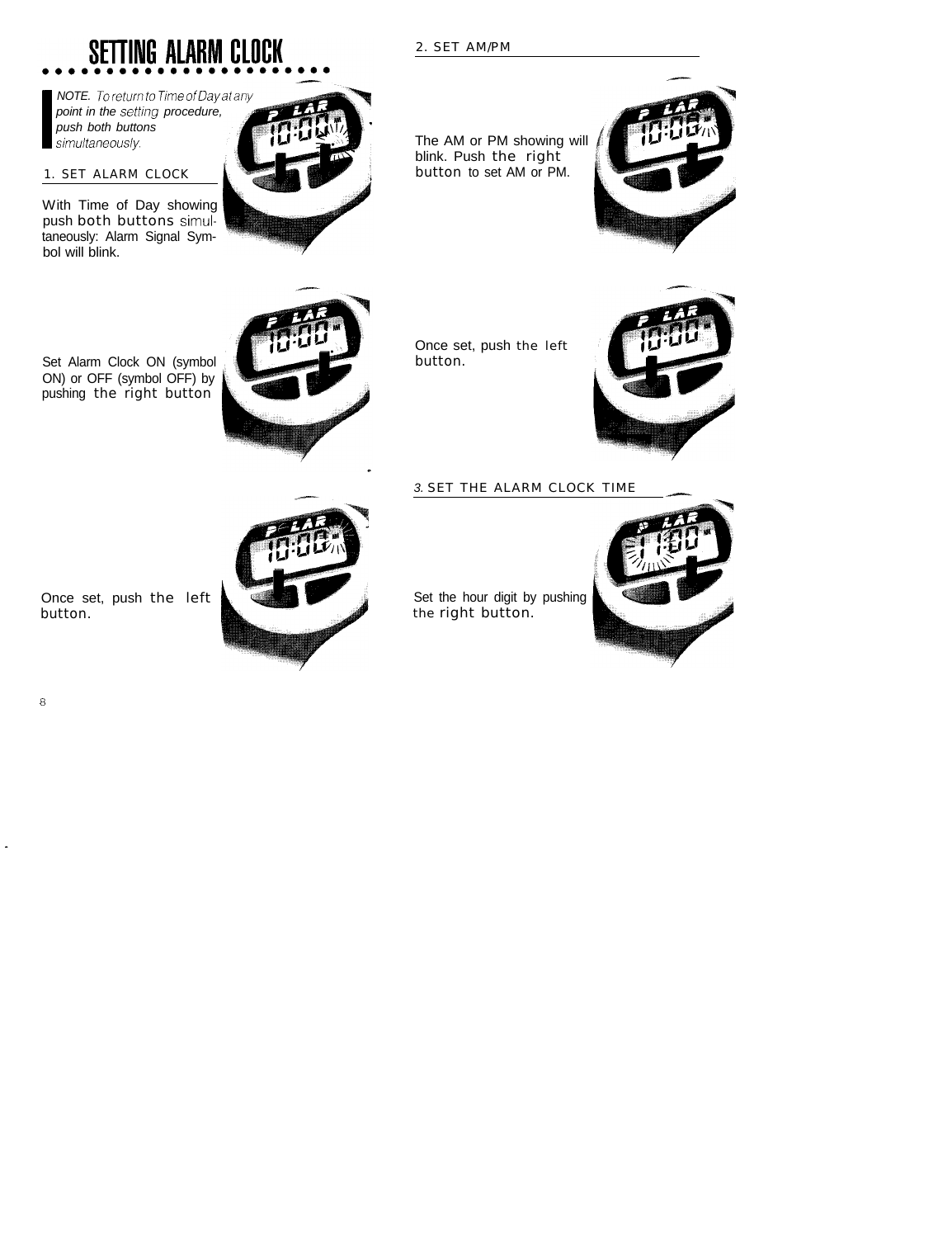# SETTING ALARM CLOCK

> *NOTE. To return to Time of Day at any point in the setting procedure, push both buttons simultaneously.*

## 1. SET ALARM CLOCK

With Time of Day showing push both buttons simultaneously: Alarm Signal Symbol will blink.

Set Alarm Clock ON (symbol ON) or OFF (symbol OFF) by pushing the right button

Once set, push the left button.

## 2. SET AM/PM

The AM or PM showing will blink. Push the right button to set AM or PM.

Once set, push the left button.

## 3. SET THE ALARM CLOCK TIME

Set the hour digit by pushing the right button.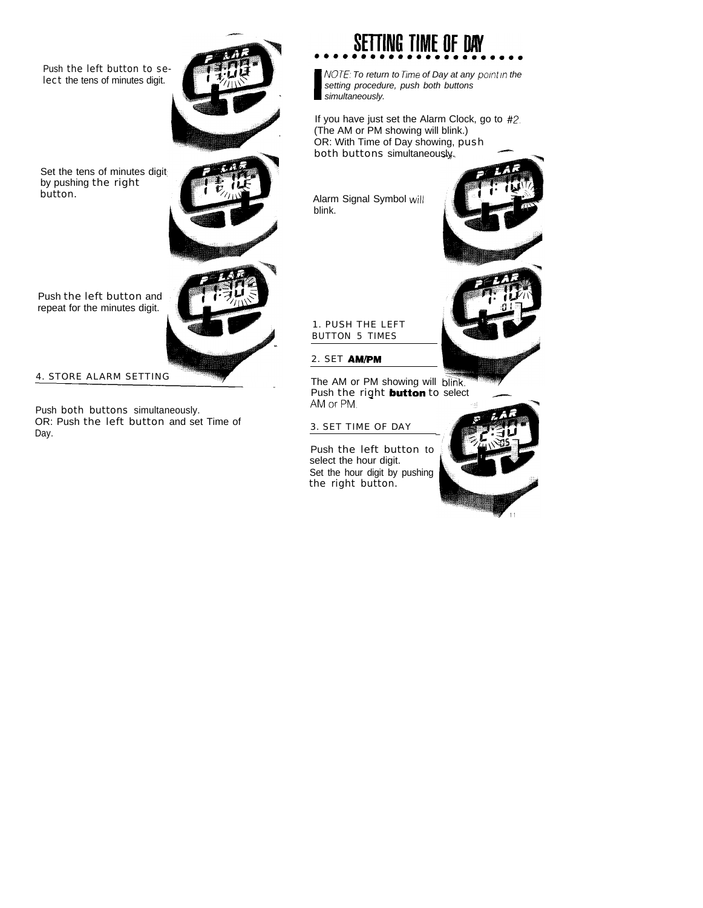Push the left button to select the tens of minutes digit.

Set the tens of minutes digit by pushing the right button.

Push the left button and repeat for the minutes digit.

4. STORE ALARM SETTING

Push both buttons simultaneously.
OR: Push the left button and set Time of Day.

# SETTING TIME OF DAY

*NOTE: To return to Time of Day at any point in the setting procedure, push both buttons simultaneously.*

If you have just set the Alarm Clock, go to #2. (The AM or PM showing will blink.)
OR: With Time of Day showing, push both buttons simultaneously.

Alarm Signal Symbol will blink.

1. PUSH THE LEFT BUTTON 5 TIMES

2. SET **AM/PM**

The AM or PM showing will blink.
Push the right **button** to select AM or PM.

3. SET TIME OF DAY

Push the left button to select the hour digit.
Set the hour digit by pushing the right button.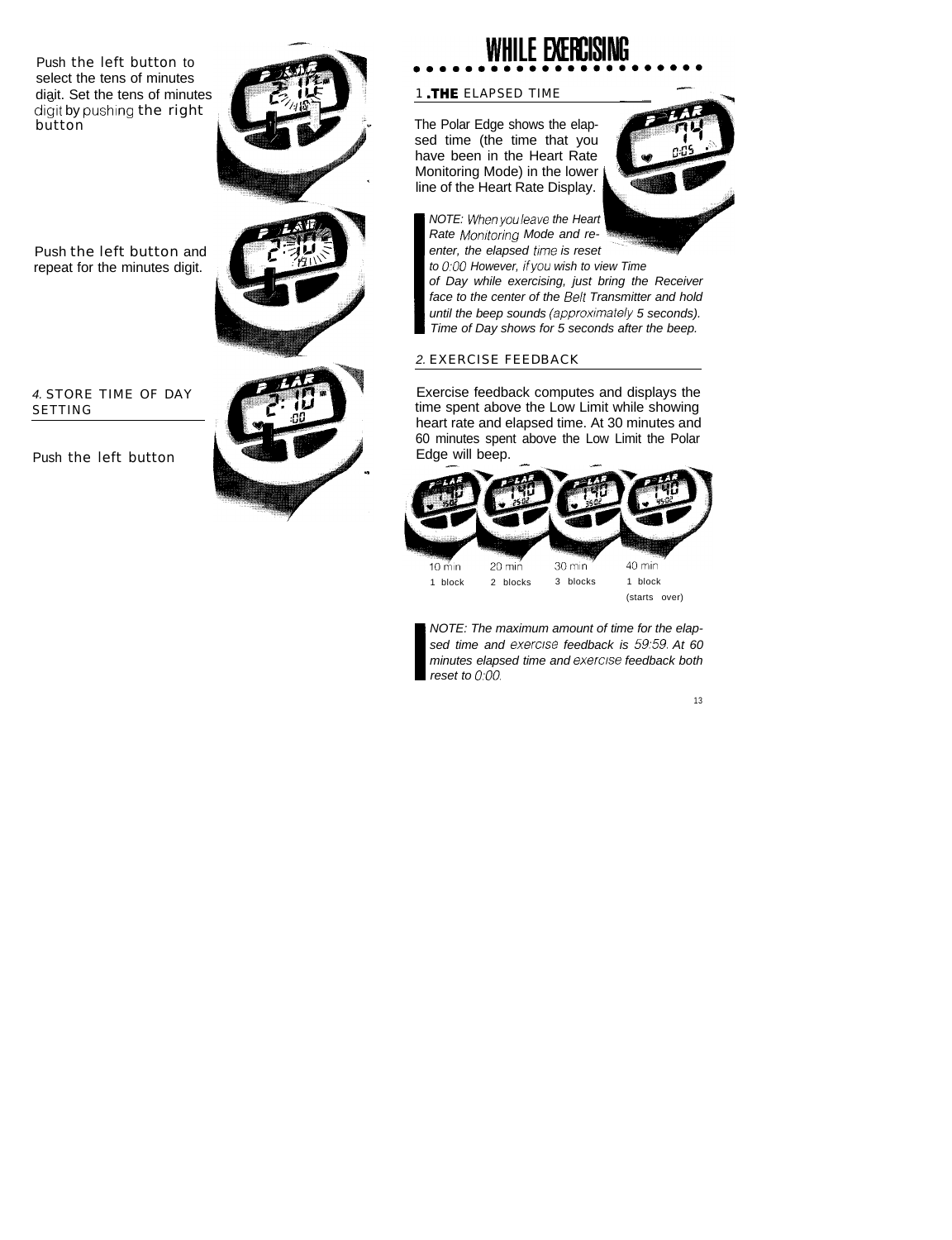Push the left button to select the tens of minutes digit. Set the tens of minutes digit by pushing the right button

Push the left button and repeat for the minutes digit.

4. STORE TIME OF DAY SETTING

Push the left button

# WHILE EXERCISING

## 1. THE ELAPSED TIME

The Polar Edge shows the elapsed time (the time that you have been in the Heart Rate Monitoring Mode) in the lower line of the Heart Rate Display.

*NOTE: When you leave the Heart Rate Monitoring Mode and re-enter, the elapsed time is reset to 0:00 However, if you wish to view Time of Day while exercising, just bring the Receiver face to the center of the Belt Transmitter and hold until the beep sounds (approximately 5 seconds). Time of Day shows for 5 seconds after the beep.*

## 2. EXERCISE FEEDBACK

Exercise feedback computes and displays the time spent above the Low Limit while showing heart rate and elapsed time. At 30 minutes and 60 minutes spent above the Low Limit the Polar Edge will beep.

| 10 min | 20 min | 30 min | 40 min |
|---|---|---|---|
| 1 block | 2 blocks | 3 blocks | 1 block (starts over) |

*NOTE: The maximum amount of time for the elapsed time and exercise feedback is 59:59. At 60 minutes elapsed time and exercise feedback both reset to 0:00.*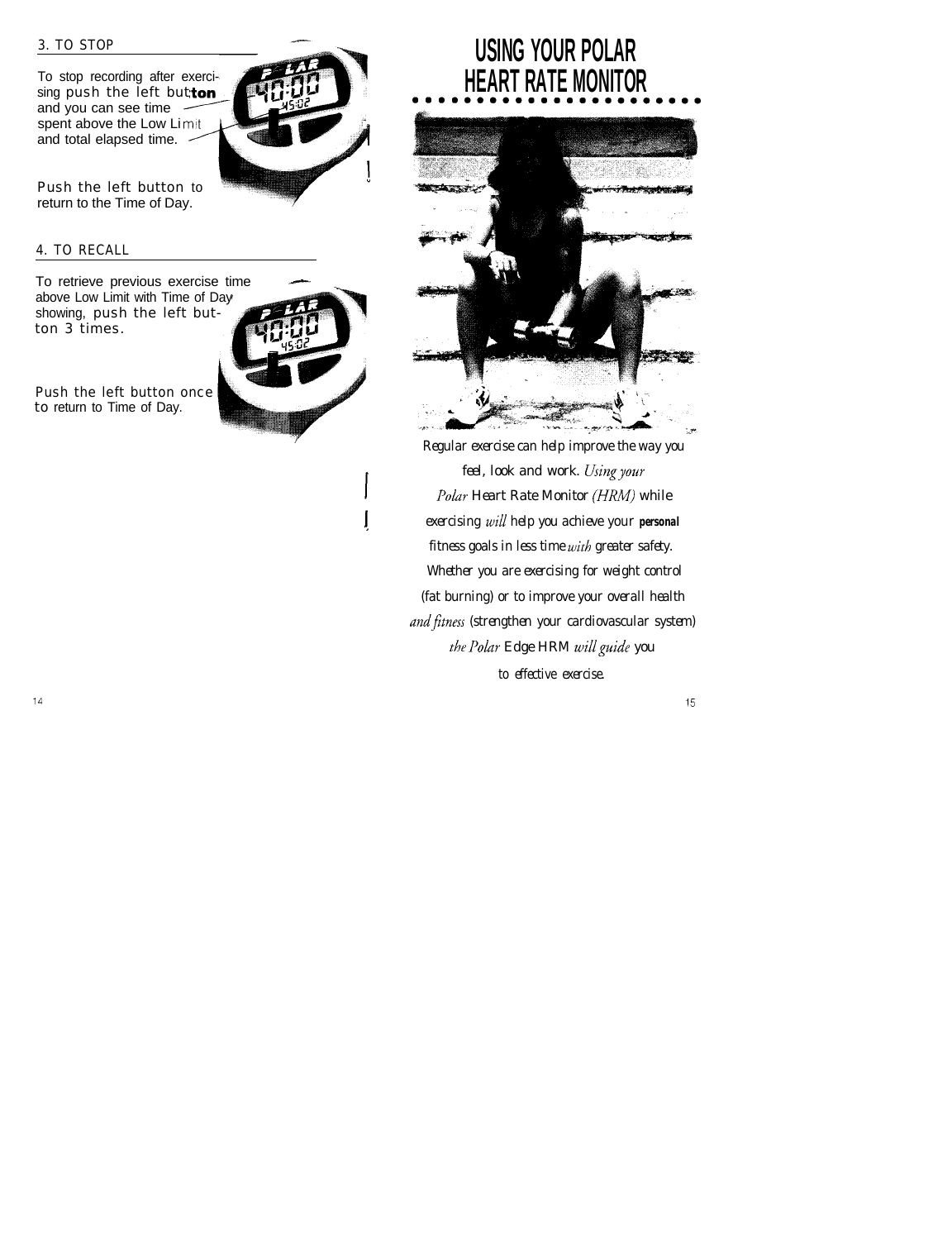## 3. TO STOP

To stop recording after exercising push the left button and you can see time spent above the Low Limit and total elapsed time.

Push the left button to return to the Time of Day.

## 4. TO RECALL

To retrieve previous exercise time above Low Limit with Time of Day showing, push the left button 3 times.

Push the left button once to return to Time of Day.

# USING YOUR POLAR HEART RATE MONITOR

*Regular exercise can help improve the way you feel, look and work. Using your Polar Heart Rate Monitor (HRM) while exercising will help you achieve your* ***personal*** *fitness goals in less time with greater safety. Whether you are exercising for weight control (fat burning) or to improve your overall health and fitness (strengthen your cardiovascular system) the Polar Edge HRM will guide you to effective exercise.*